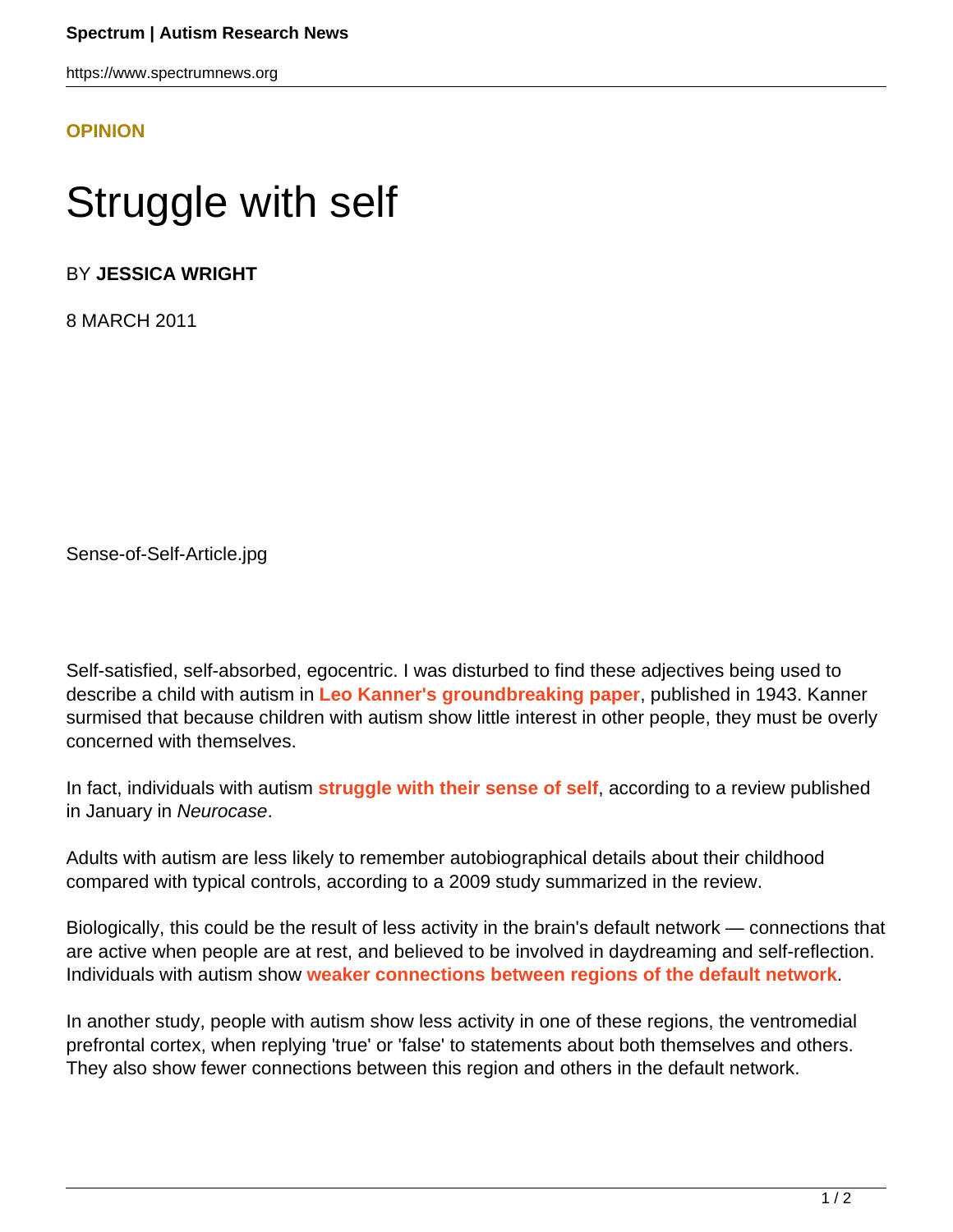**OPINION**

# Struggle with self

BY **JESSICA WRIGHT**

8 MARCH 2011

Sense-of-Self-Article.jpg

Self-satisfied, self-absorbed, egocentric. I was disturbed to find these adjectives being used to describe a child with autism in **Leo Kanner's groundbreaking paper**, published in 1943. Kanner surmised that because children with autism show little interest in other people, they must be overly concerned with themselves.

In fact, individuals with autism **struggle with their sense of self**, according to a review published in January in *Neurocase*.

Adults with autism are less likely to remember autobiographical details about their childhood compared with typical controls, according to a 2009 study summarized in the review.

Biologically, this could be the result of less activity in the brain's default network — connections that are active when people are at rest, and believed to be involved in daydreaming and self-reflection. Individuals with autism show **weaker connections between regions of the default network**.

In another study, people with autism show less activity in one of these regions, the ventromedial prefrontal cortex, when replying 'true' or 'false' to statements about both themselves and others. They also show fewer connections between this region and others in the default network.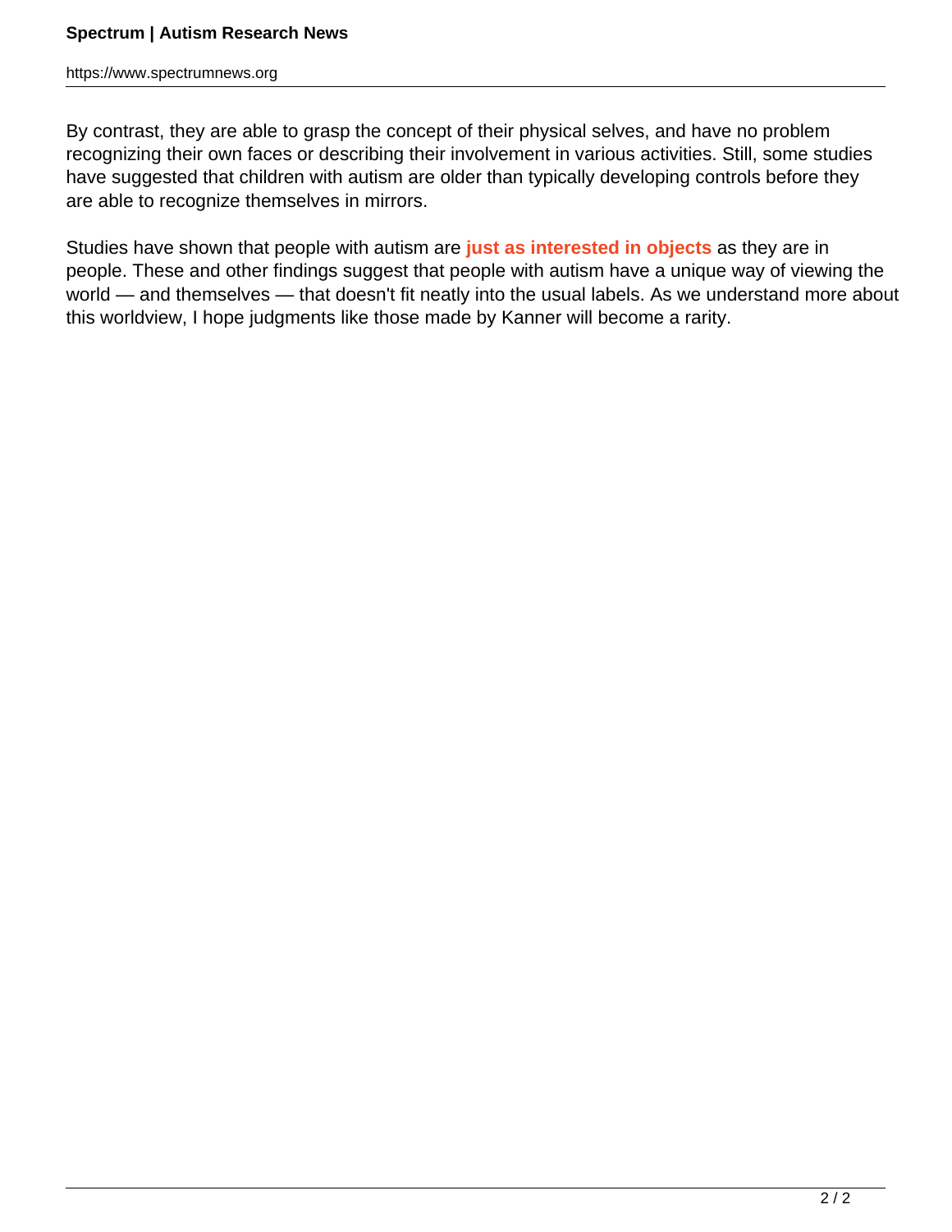By contrast, they are able to grasp the concept of their physical selves, and have no problem recognizing their own faces or describing their involvement in various activities. Still, some studies have suggested that children with autism are older than typically developing controls before they are able to recognize themselves in mirrors.

Studies have shown that people with autism are **just as interested in objects** as they are in people. These and other findings suggest that people with autism have a unique way of viewing the world — and themselves — that doesn't fit neatly into the usual labels. As we understand more about this worldview, I hope judgments like those made by Kanner will become a rarity.